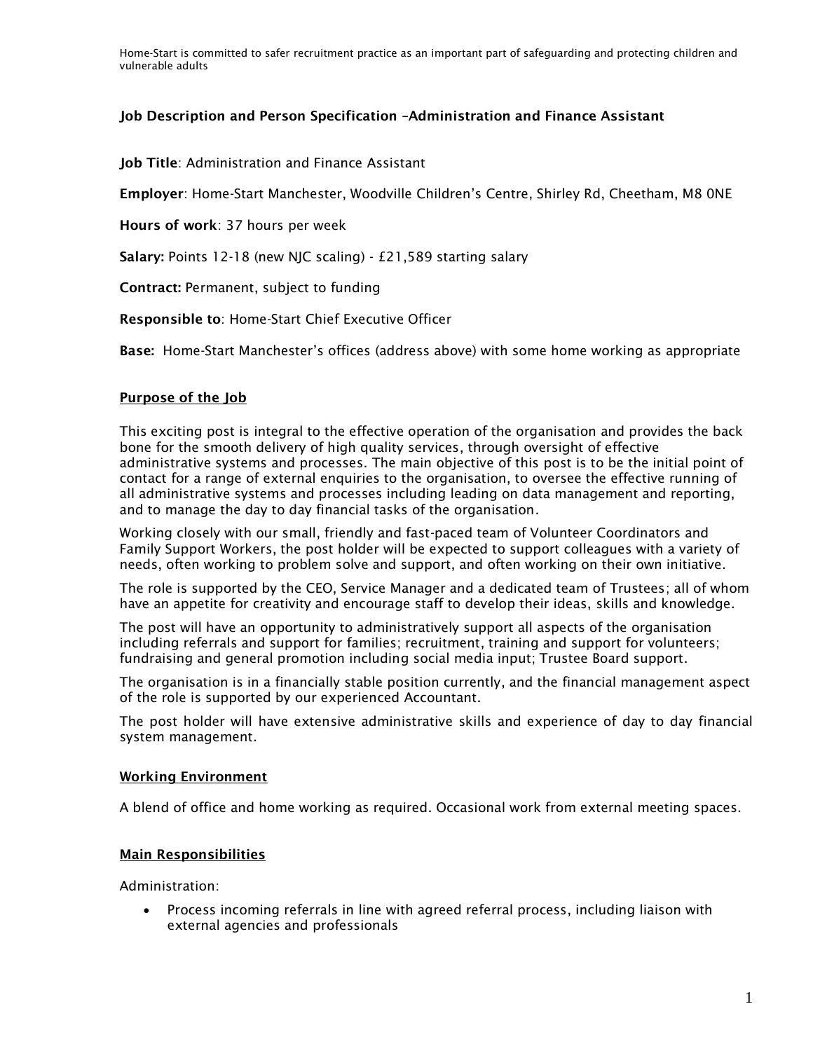Home-Start is committed to safer recruitment practice as an important part of safeguarding and protecting children and vulnerable adults

## Job Description and Person Specification –Administration and Finance Assistant

**Job Title**: Administration and Finance Assistant

**Employer**: Home-Start Manchester, Woodville Children's Centre, Shirley Rd, Cheetham, M8 0NE

**Hours of work**: 37 hours per week

**Salary:** Points 12-18 (new NJC scaling) - £21,589 starting salary

**Contract:** Permanent, subject to funding

**Responsible to**: Home-Start Chief Executive Officer

**Base:** Home-Start Manchester's offices (address above) with some home working as appropriate

### Purpose of the Job

This exciting post is integral to the effective operation of the organisation and provides the back bone for the smooth delivery of high quality services, through oversight of effective administrative systems and processes. The main objective of this post is to be the initial point of contact for a range of external enquiries to the organisation, to oversee the effective running of all administrative systems and processes including leading on data management and reporting, and to manage the day to day financial tasks of the organisation.

Working closely with our small, friendly and fast-paced team of Volunteer Coordinators and Family Support Workers, the post holder will be expected to support colleagues with a variety of needs, often working to problem solve and support, and often working on their own initiative.

The role is supported by the CEO, Service Manager and a dedicated team of Trustees; all of whom have an appetite for creativity and encourage staff to develop their ideas, skills and knowledge.

The post will have an opportunity to administratively support all aspects of the organisation including referrals and support for families; recruitment, training and support for volunteers; fundraising and general promotion including social media input; Trustee Board support.

The organisation is in a financially stable position currently, and the financial management aspect of the role is supported by our experienced Accountant.

The post holder will have extensive administrative skills and experience of day to day financial system management.

### Working Environment

A blend of office and home working as required. Occasional work from external meeting spaces.

### Main Responsibilities

Administration:

- Process incoming referrals in line with agreed referral process, including liaison with external agencies and professionals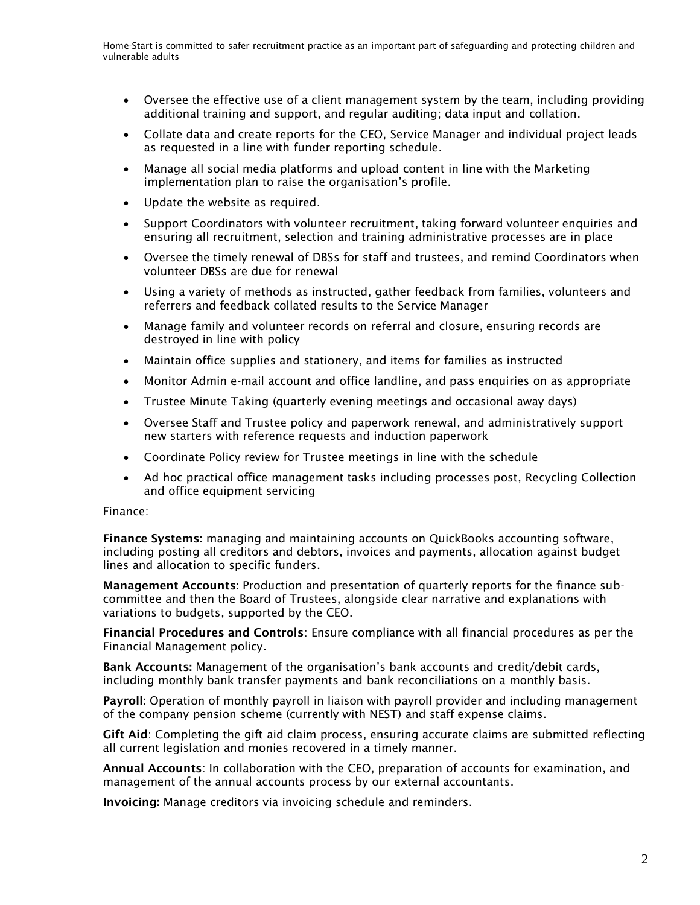- Oversee the effective use of a client management system by the team, including providing additional training and support, and regular auditing; data input and collation.
- Collate data and create reports for the CEO, Service Manager and individual project leads as requested in a line with funder reporting schedule.
- Manage all social media platforms and upload content in line with the Marketing implementation plan to raise the organisation's profile.
- Update the website as required.
- Support Coordinators with volunteer recruitment, taking forward volunteer enquiries and ensuring all recruitment, selection and training administrative processes are in place
- Oversee the timely renewal of DBSs for staff and trustees, and remind Coordinators when volunteer DBSs are due for renewal
- Using a variety of methods as instructed, gather feedback from families, volunteers and referrers and feedback collated results to the Service Manager
- Manage family and volunteer records on referral and closure, ensuring records are destroyed in line with policy
- Maintain office supplies and stationery, and items for families as instructed
- Monitor Admin e-mail account and office landline, and pass enquiries on as appropriate
- Trustee Minute Taking (quarterly evening meetings and occasional away days)
- Oversee Staff and Trustee policy and paperwork renewal, and administratively support new starters with reference requests and induction paperwork
- Coordinate Policy review for Trustee meetings in line with the schedule
- Ad hoc practical office management tasks including processes post, Recycling Collection and office equipment servicing

Finance:

**Finance Systems:** managing and maintaining accounts on QuickBooks accounting software, including posting all creditors and debtors, invoices and payments, allocation against budget lines and allocation to specific funders.

**Management Accounts:** Production and presentation of quarterly reports for the finance sub-committee and then the Board of Trustees, alongside clear narrative and explanations with variations to budgets, supported by the CEO.

**Financial Procedures and Controls**: Ensure compliance with all financial procedures as per the Financial Management policy.

**Bank Accounts:** Management of the organisation's bank accounts and credit/debit cards, including monthly bank transfer payments and bank reconciliations on a monthly basis.

**Payroll:** Operation of monthly payroll in liaison with payroll provider and including management of the company pension scheme (currently with NEST) and staff expense claims.

**Gift Aid**: Completing the gift aid claim process, ensuring accurate claims are submitted reflecting all current legislation and monies recovered in a timely manner.

**Annual Accounts**: In collaboration with the CEO, preparation of accounts for examination, and management of the annual accounts process by our external accountants.

**Invoicing:** Manage creditors via invoicing schedule and reminders.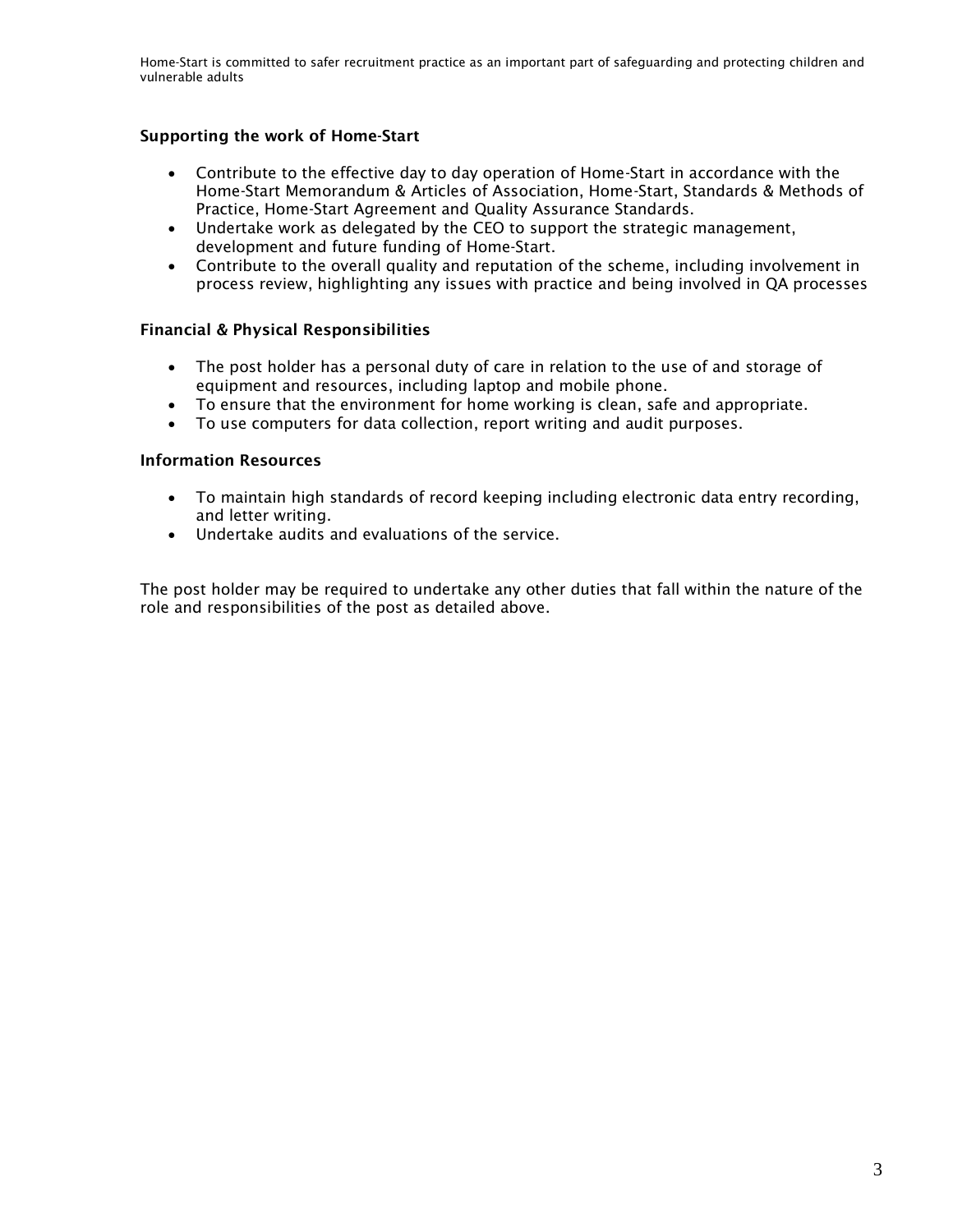### Supporting the work of Home-Start

- Contribute to the effective day to day operation of Home-Start in accordance with the Home-Start Memorandum & Articles of Association, Home-Start, Standards & Methods of Practice, Home-Start Agreement and Quality Assurance Standards.
- Undertake work as delegated by the CEO to support the strategic management, development and future funding of Home-Start.
- Contribute to the overall quality and reputation of the scheme, including involvement in process review, highlighting any issues with practice and being involved in QA processes

### Financial & Physical Responsibilities

- The post holder has a personal duty of care in relation to the use of and storage of equipment and resources, including laptop and mobile phone.
- To ensure that the environment for home working is clean, safe and appropriate.
- To use computers for data collection, report writing and audit purposes.

### Information Resources

- To maintain high standards of record keeping including electronic data entry recording, and letter writing.
- Undertake audits and evaluations of the service.

The post holder may be required to undertake any other duties that fall within the nature of the role and responsibilities of the post as detailed above.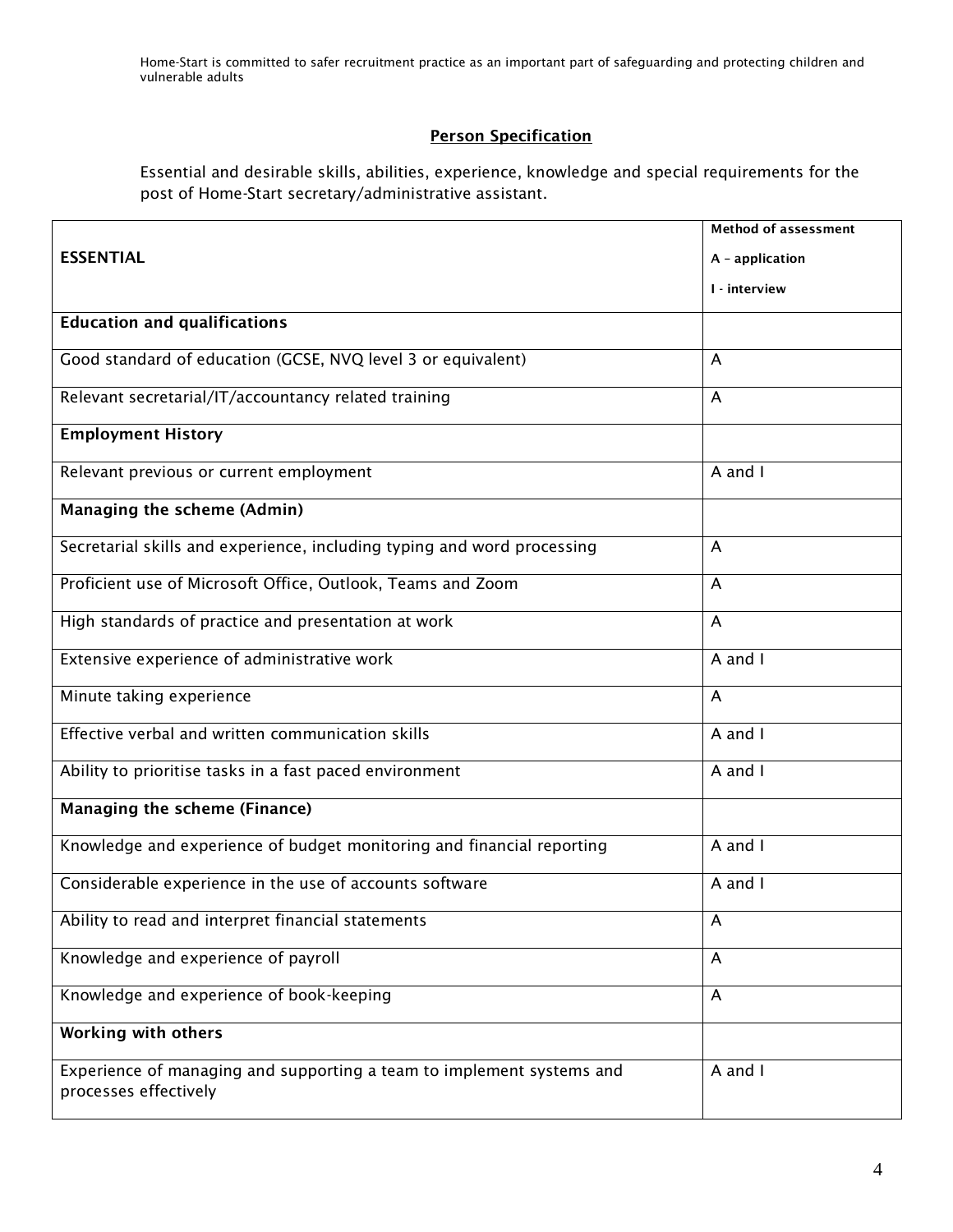Home-Start is committed to safer recruitment practice as an important part of safeguarding and protecting children and vulnerable adults

## Person Specification

Essential and desirable skills, abilities, experience, knowledge and special requirements for the post of Home-Start secretary/administrative assistant.

| ESSENTIAL | Method of assessment<br>A – application<br>I - interview |
|---|---|
| **Education and qualifications** | |
| Good standard of education (GCSE, NVQ level 3 or equivalent) | A |
| Relevant secretarial/IT/accountancy related training | A |
| **Employment History** | |
| Relevant previous or current employment | A and I |
| **Managing the scheme (Admin)** | |
| Secretarial skills and experience, including typing and word processing | A |
| Proficient use of Microsoft Office, Outlook, Teams and Zoom | A |
| High standards of practice and presentation at work | A |
| Extensive experience of administrative work | A and I |
| Minute taking experience | A |
| Effective verbal and written communication skills | A and I |
| Ability to prioritise tasks in a fast paced environment | A and I |
| **Managing the scheme (Finance)** | |
| Knowledge and experience of budget monitoring and financial reporting | A and I |
| Considerable experience in the use of accounts software | A and I |
| Ability to read and interpret financial statements | A |
| Knowledge and experience of payroll | A |
| Knowledge and experience of book-keeping | A |
| **Working with others** | |
| Experience of managing and supporting a team to implement systems and processes effectively | A and I |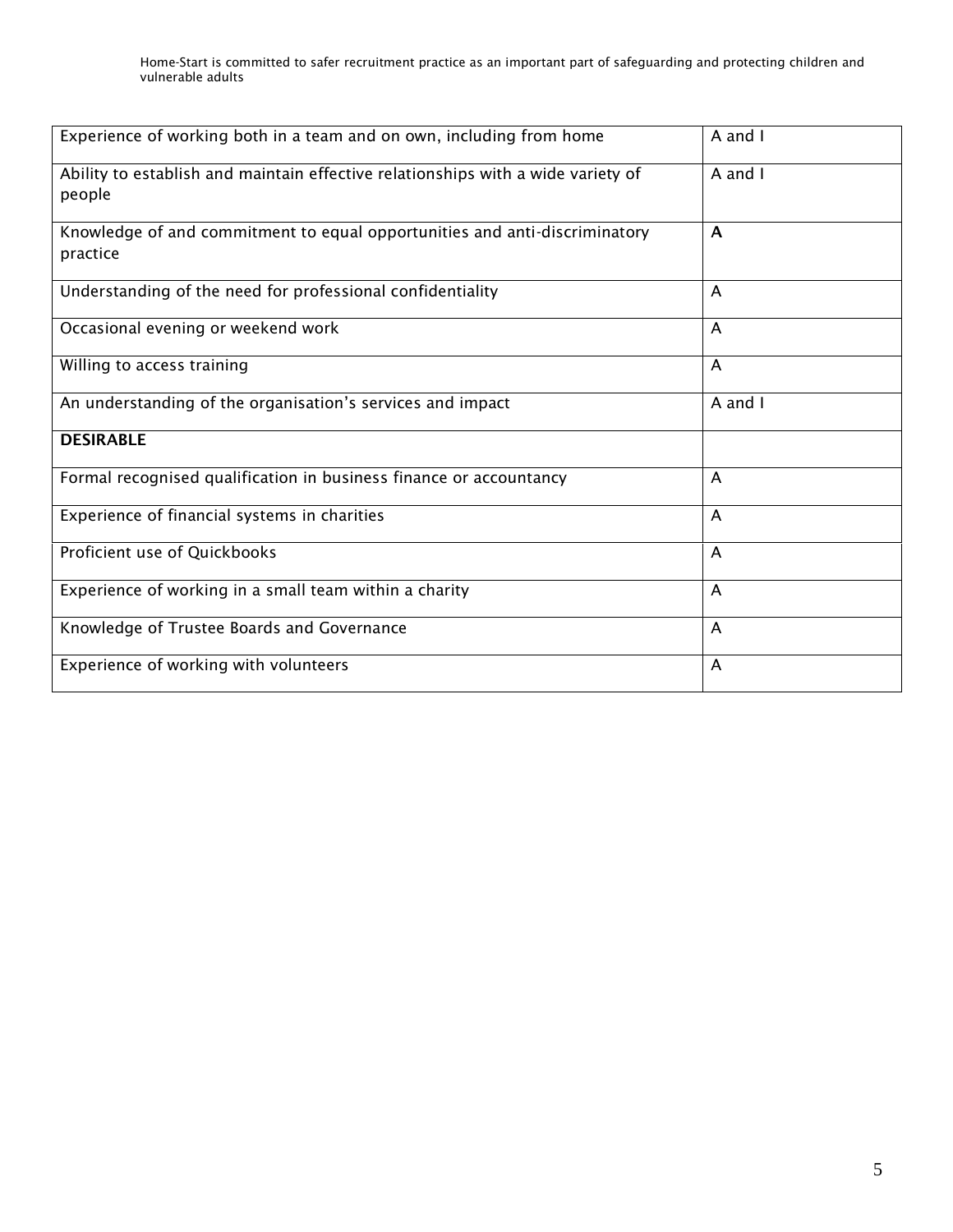Home-Start is committed to safer recruitment practice as an important part of safeguarding and protecting children and vulnerable adults

| | |
|---|---|
| Experience of working both in a team and on own, including from home | A and I |
| Ability to establish and maintain effective relationships with a wide variety of people | A and I |
| Knowledge of and commitment to equal opportunities and anti-discriminatory practice | **A** |
| Understanding of the need for professional confidentiality | A |
| Occasional evening or weekend work | A |
| Willing to access training | A |
| An understanding of the organisation's services and impact | A and I |
| **DESIRABLE** | |
| Formal recognised qualification in business finance or accountancy | A |
| Experience of financial systems in charities | A |
| Proficient use of Quickbooks | A |
| Experience of working in a small team within a charity | A |
| Knowledge of Trustee Boards and Governance | A |
| Experience of working with volunteers | A |